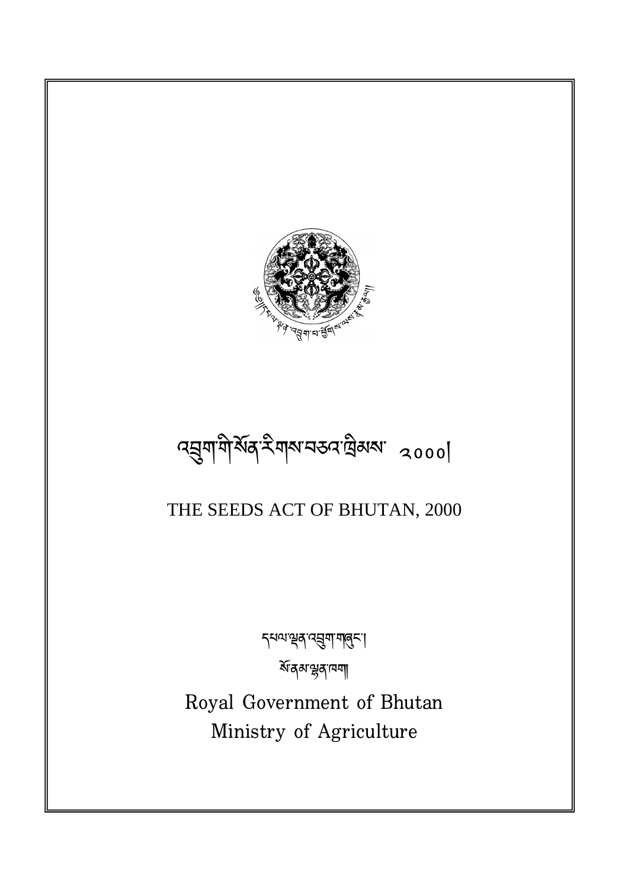# འབྲུག་གི་སོན་རིགས་བཅའ་ཁྲིམས་ ༢༠༠༠།

# THE SEEDS ACT OF BHUTAN, 2000

དཔལ་ལྡན་འབྲུག་གཞུང་།

སོ་ནམ་ལྷན་ཁག།

Royal Government of Bhutan

Ministry of Agriculture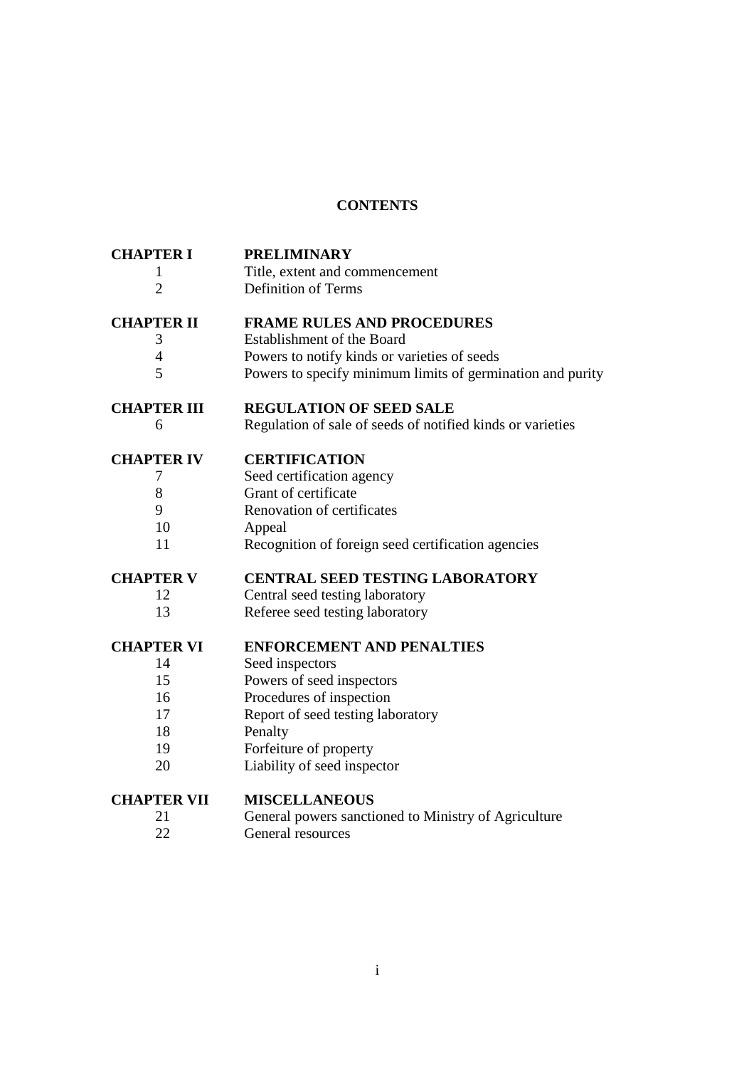# CONTENTS

| | |
|---|---|
| **CHAPTER I** | **PRELIMINARY** |
| 1 | Title, extent and commencement |
| 2 | Definition of Terms |
| **CHAPTER II** | **FRAME RULES AND PROCEDURES** |
| 3 | Establishment of the Board |
| 4 | Powers to notify kinds or varieties of seeds |
| 5 | Powers to specify minimum limits of germination and purity |
| **CHAPTER III** | **REGULATION OF SEED SALE** |
| 6 | Regulation of sale of seeds of notified kinds or varieties |
| **CHAPTER IV** | **CERTIFICATION** |
| 7 | Seed certification agency |
| 8 | Grant of certificate |
| 9 | Renovation of certificates |
| 10 | Appeal |
| 11 | Recognition of foreign seed certification agencies |
| **CHAPTER V** | **CENTRAL SEED TESTING LABORATORY** |
| 12 | Central seed testing laboratory |
| 13 | Referee seed testing laboratory |
| **CHAPTER VI** | **ENFORCEMENT AND PENALTIES** |
| 14 | Seed inspectors |
| 15 | Powers of seed inspectors |
| 16 | Procedures of inspection |
| 17 | Report of seed testing laboratory |
| 18 | Penalty |
| 19 | Forfeiture of property |
| 20 | Liability of seed inspector |
| **CHAPTER VII** | **MISCELLANEOUS** |
| 21 | General powers sanctioned to Ministry of Agriculture |
| 22 | General resources |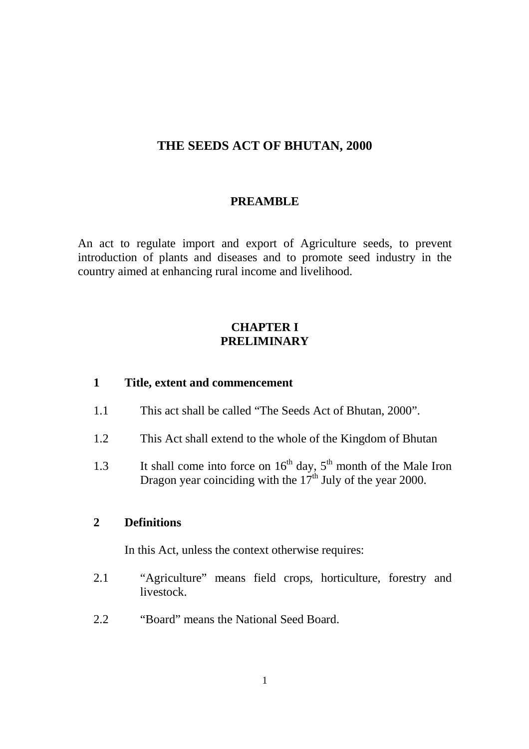# THE SEEDS ACT OF BHUTAN, 2000

## PREAMBLE

An act to regulate import and export of Agriculture seeds, to prevent introduction of plants and diseases and to promote seed industry in the country aimed at enhancing rural income and livelihood.

## CHAPTER I
## PRELIMINARY

### 1 Title, extent and commencement

1.1 This act shall be called "The Seeds Act of Bhutan, 2000".

1.2 This Act shall extend to the whole of the Kingdom of Bhutan

1.3 It shall come into force on 16th day, 5th month of the Male Iron Dragon year coinciding with the 17th July of the year 2000.

### 2 Definitions

In this Act, unless the context otherwise requires:

2.1 "Agriculture" means field crops, horticulture, forestry and livestock.

2.2 "Board" means the National Seed Board.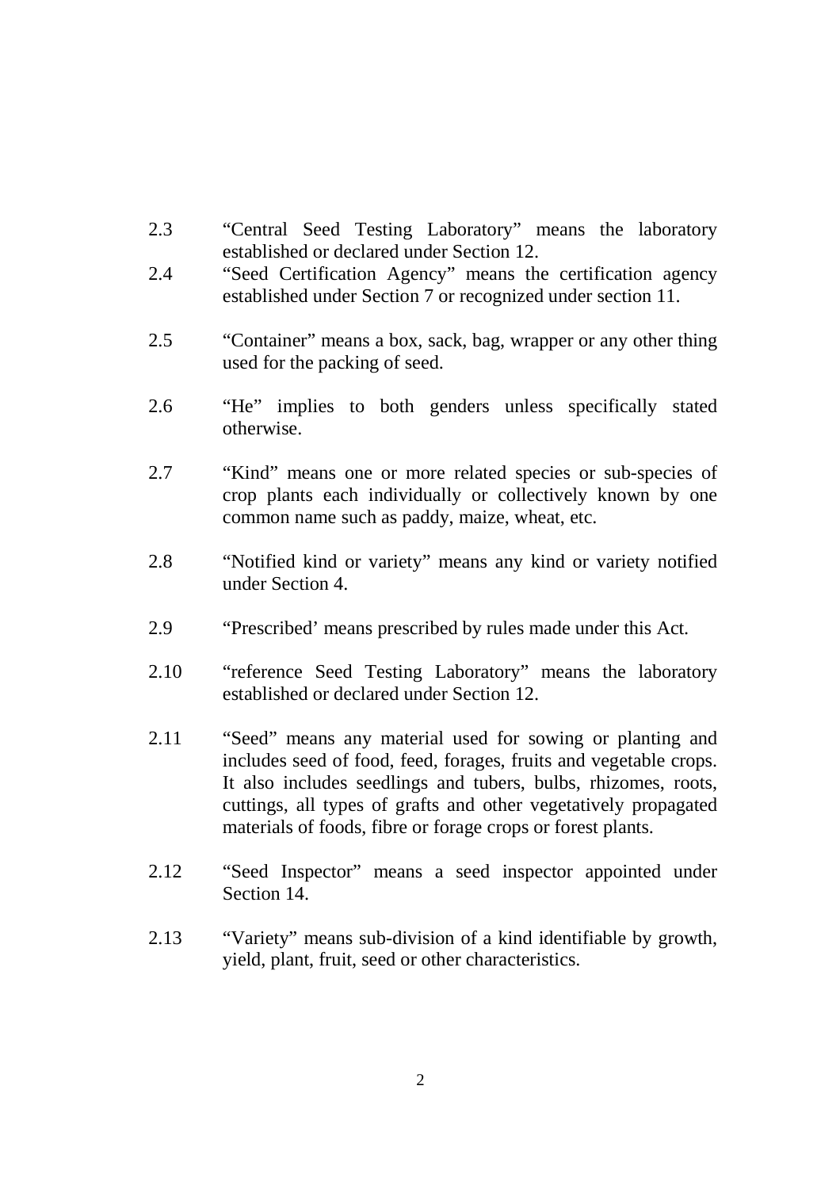2.3 "Central Seed Testing Laboratory" means the laboratory established or declared under Section 12.

2.4 "Seed Certification Agency" means the certification agency established under Section 7 or recognized under section 11.

2.5 "Container" means a box, sack, bag, wrapper or any other thing used for the packing of seed.

2.6 "He" implies to both genders unless specifically stated otherwise.

2.7 "Kind" means one or more related species or sub-species of crop plants each individually or collectively known by one common name such as paddy, maize, wheat, etc.

2.8 "Notified kind or variety" means any kind or variety notified under Section 4.

2.9 "Prescribed' means prescribed by rules made under this Act.

2.10 "reference Seed Testing Laboratory" means the laboratory established or declared under Section 12.

2.11 "Seed" means any material used for sowing or planting and includes seed of food, feed, forages, fruits and vegetable crops. It also includes seedlings and tubers, bulbs, rhizomes, roots, cuttings, all types of grafts and other vegetatively propagated materials of foods, fibre or forage crops or forest plants.

2.12 "Seed Inspector" means a seed inspector appointed under Section 14.

2.13 "Variety" means sub-division of a kind identifiable by growth, yield, plant, fruit, seed or other characteristics.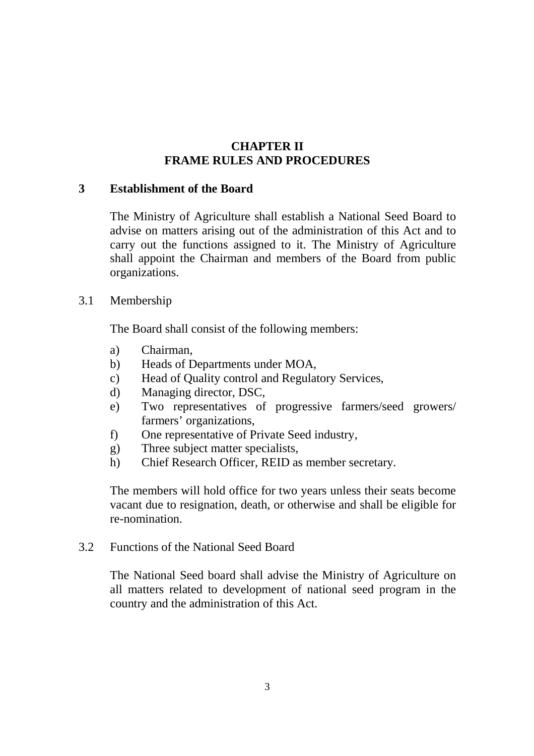## CHAPTER II
## FRAME RULES AND PROCEDURES

### 3 Establishment of the Board

The Ministry of Agriculture shall establish a National Seed Board to advise on matters arising out of the administration of this Act and to carry out the functions assigned to it. The Ministry of Agriculture shall appoint the Chairman and members of the Board from public organizations.

3.1 Membership

The Board shall consist of the following members:

a) Chairman,
b) Heads of Departments under MOA,
c) Head of Quality control and Regulatory Services,
d) Managing director, DSC,
e) Two representatives of progressive farmers/seed growers/ farmers' organizations,
f) One representative of Private Seed industry,
g) Three subject matter specialists,
h) Chief Research Officer, REID as member secretary.

The members will hold office for two years unless their seats become vacant due to resignation, death, or otherwise and shall be eligible for re-nomination.

3.2 Functions of the National Seed Board

The National Seed board shall advise the Ministry of Agriculture on all matters related to development of national seed program in the country and the administration of this Act.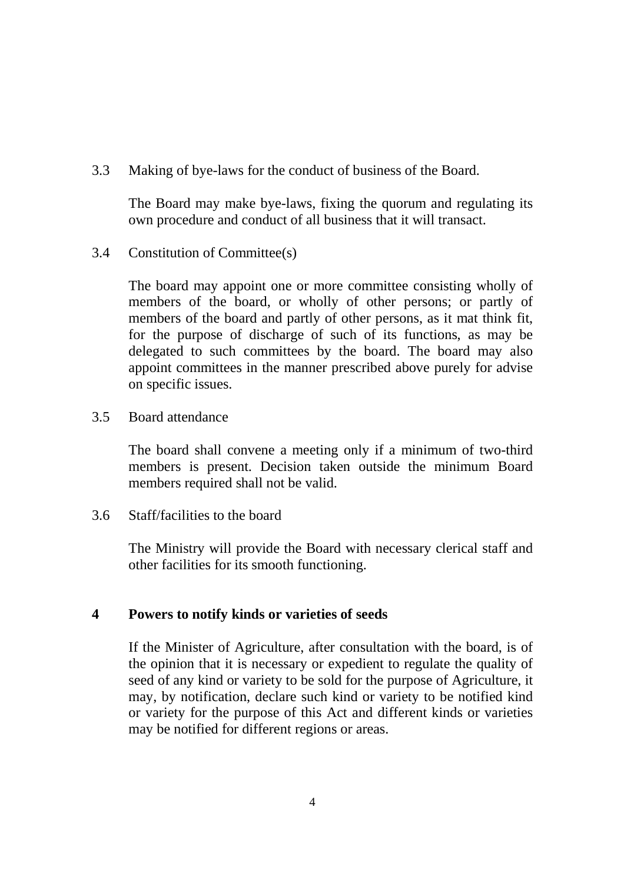3.3 Making of bye-laws for the conduct of business of the Board.

The Board may make bye-laws, fixing the quorum and regulating its own procedure and conduct of all business that it will transact.

3.4 Constitution of Committee(s)

The board may appoint one or more committee consisting wholly of members of the board, or wholly of other persons; or partly of members of the board and partly of other persons, as it mat think fit, for the purpose of discharge of such of its functions, as may be delegated to such committees by the board. The board may also appoint committees in the manner prescribed above purely for advise on specific issues.

3.5 Board attendance

The board shall convene a meeting only if a minimum of two-third members is present. Decision taken outside the minimum Board members required shall not be valid.

3.6 Staff/facilities to the board

The Ministry will provide the Board with necessary clerical staff and other facilities for its smooth functioning.

## 4 Powers to notify kinds or varieties of seeds

If the Minister of Agriculture, after consultation with the board, is of the opinion that it is necessary or expedient to regulate the quality of seed of any kind or variety to be sold for the purpose of Agriculture, it may, by notification, declare such kind or variety to be notified kind or variety for the purpose of this Act and different kinds or varieties may be notified for different regions or areas.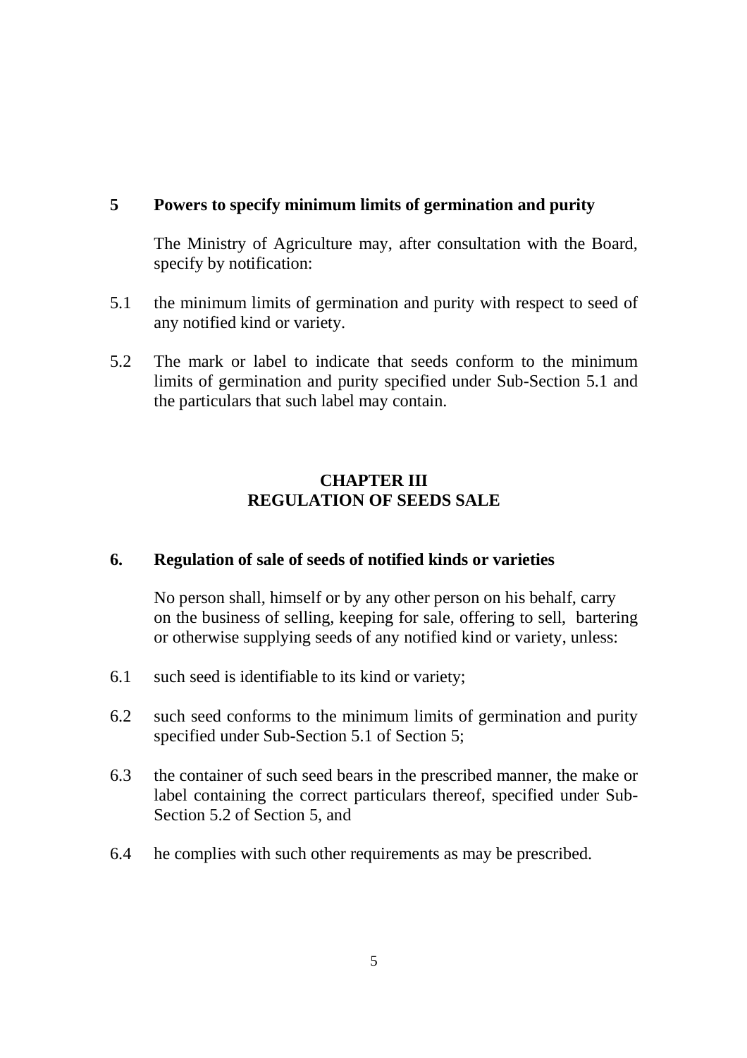## 5 Powers to specify minimum limits of germination and purity

The Ministry of Agriculture may, after consultation with the Board, specify by notification:

5.1 the minimum limits of germination and purity with respect to seed of any notified kind or variety.

5.2 The mark or label to indicate that seeds conform to the minimum limits of germination and purity specified under Sub-Section 5.1 and the particulars that such label may contain.

# CHAPTER III
# REGULATION OF SEEDS SALE

## 6. Regulation of sale of seeds of notified kinds or varieties

No person shall, himself or by any other person on his behalf, carry on the business of selling, keeping for sale, offering to sell, bartering or otherwise supplying seeds of any notified kind or variety, unless:

6.1 such seed is identifiable to its kind or variety;

6.2 such seed conforms to the minimum limits of germination and purity specified under Sub-Section 5.1 of Section 5;

6.3 the container of such seed bears in the prescribed manner, the make or label containing the correct particulars thereof, specified under Sub-Section 5.2 of Section 5, and

6.4 he complies with such other requirements as may be prescribed.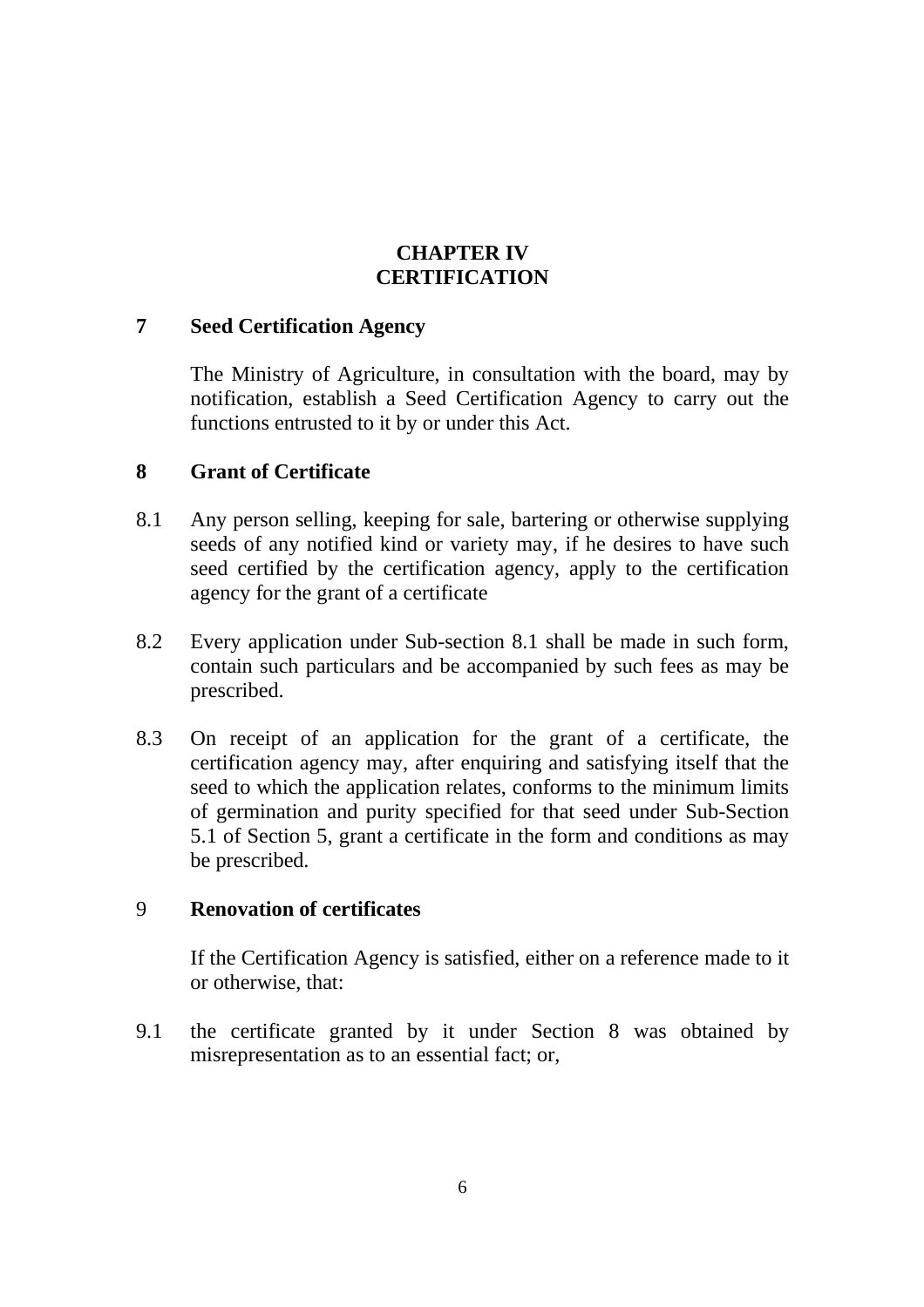## CHAPTER IV
## CERTIFICATION

### 7 Seed Certification Agency

The Ministry of Agriculture, in consultation with the board, may by notification, establish a Seed Certification Agency to carry out the functions entrusted to it by or under this Act.

### 8 Grant of Certificate

8.1 Any person selling, keeping for sale, bartering or otherwise supplying seeds of any notified kind or variety may, if he desires to have such seed certified by the certification agency, apply to the certification agency for the grant of a certificate

8.2 Every application under Sub-section 8.1 shall be made in such form, contain such particulars and be accompanied by such fees as may be prescribed.

8.3 On receipt of an application for the grant of a certificate, the certification agency may, after enquiring and satisfying itself that the seed to which the application relates, conforms to the minimum limits of germination and purity specified for that seed under Sub-Section 5.1 of Section 5, grant a certificate in the form and conditions as may be prescribed.

### 9 Renovation of certificates

If the Certification Agency is satisfied, either on a reference made to it or otherwise, that:

9.1 the certificate granted by it under Section 8 was obtained by misrepresentation as to an essential fact; or,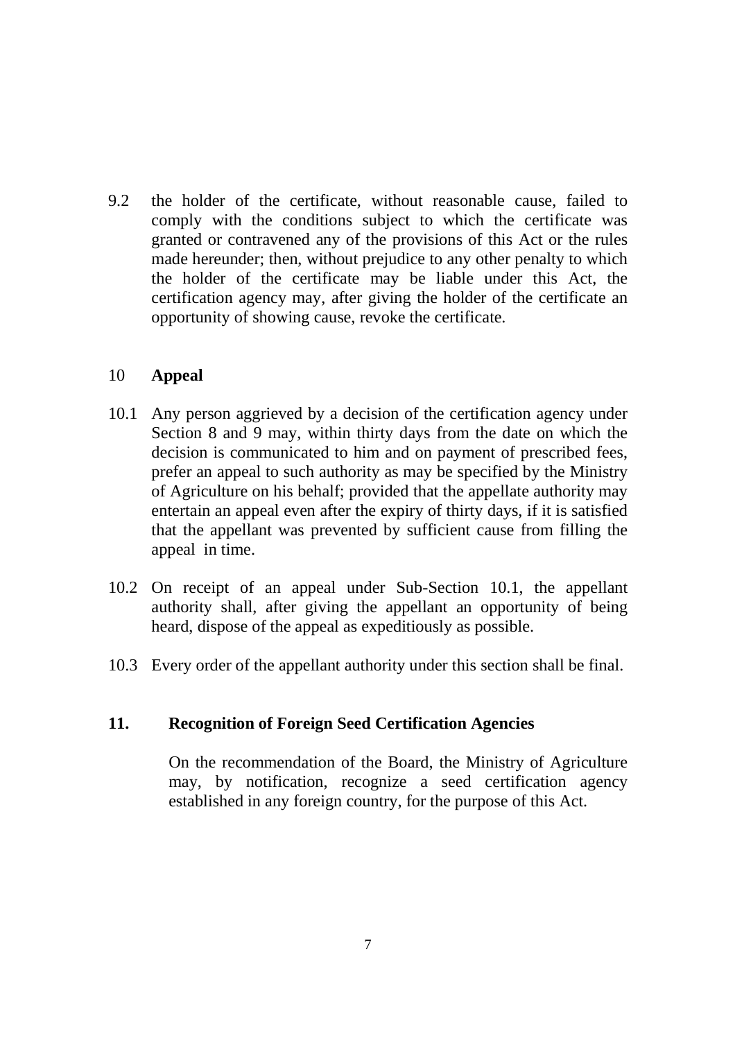9.2 the holder of the certificate, without reasonable cause, failed to comply with the conditions subject to which the certificate was granted or contravened any of the provisions of this Act or the rules made hereunder; then, without prejudice to any other penalty to which the holder of the certificate may be liable under this Act, the certification agency may, after giving the holder of the certificate an opportunity of showing cause, revoke the certificate.

## 10 **Appeal**

10.1 Any person aggrieved by a decision of the certification agency under Section 8 and 9 may, within thirty days from the date on which the decision is communicated to him and on payment of prescribed fees, prefer an appeal to such authority as may be specified by the Ministry of Agriculture on his behalf; provided that the appellate authority may entertain an appeal even after the expiry of thirty days, if it is satisfied that the appellant was prevented by sufficient cause from filling the appeal in time.

10.2 On receipt of an appeal under Sub-Section 10.1, the appellant authority shall, after giving the appellant an opportunity of being heard, dispose of the appeal as expeditiously as possible.

10.3 Every order of the appellant authority under this section shall be final.

## **11. Recognition of Foreign Seed Certification Agencies**

On the recommendation of the Board, the Ministry of Agriculture may, by notification, recognize a seed certification agency established in any foreign country, for the purpose of this Act.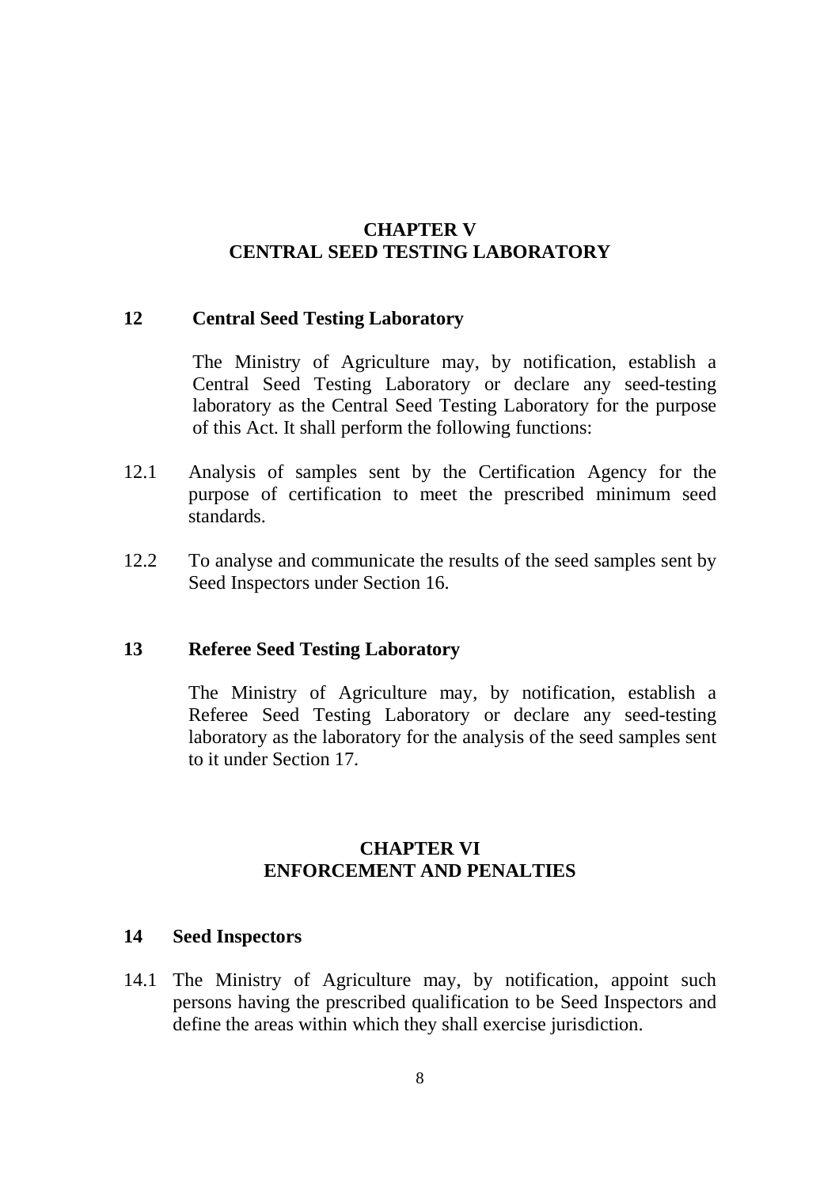## CHAPTER V
## CENTRAL SEED TESTING LABORATORY

### 12 Central Seed Testing Laboratory

The Ministry of Agriculture may, by notification, establish a Central Seed Testing Laboratory or declare any seed-testing laboratory as the Central Seed Testing Laboratory for the purpose of this Act. It shall perform the following functions:

12.1 Analysis of samples sent by the Certification Agency for the purpose of certification to meet the prescribed minimum seed standards.

12.2 To analyse and communicate the results of the seed samples sent by Seed Inspectors under Section 16.

### 13 Referee Seed Testing Laboratory

The Ministry of Agriculture may, by notification, establish a Referee Seed Testing Laboratory or declare any seed-testing laboratory as the laboratory for the analysis of the seed samples sent to it under Section 17.

## CHAPTER VI
## ENFORCEMENT AND PENALTIES

### 14 Seed Inspectors

14.1 The Ministry of Agriculture may, by notification, appoint such persons having the prescribed qualification to be Seed Inspectors and define the areas within which they shall exercise jurisdiction.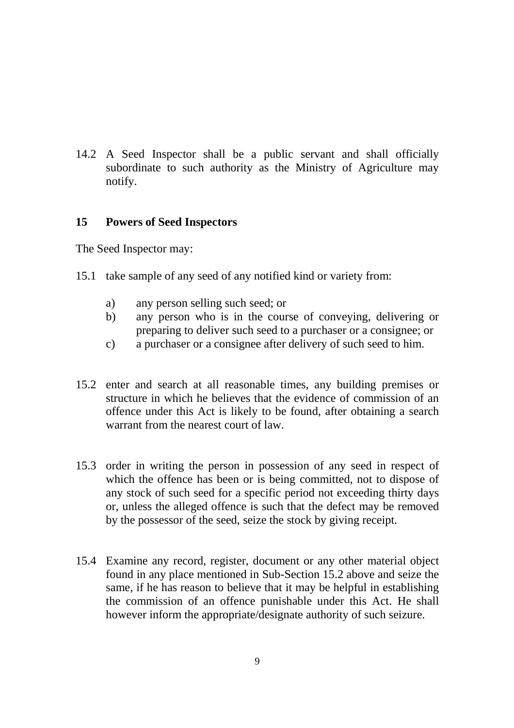14.2 A Seed Inspector shall be a public servant and shall officially subordinate to such authority as the Ministry of Agriculture may notify.

## 15 Powers of Seed Inspectors

The Seed Inspector may:

15.1 take sample of any seed of any notified kind or variety from:

- a) any person selling such seed; or
- b) any person who is in the course of conveying, delivering or preparing to deliver such seed to a purchaser or a consignee; or
- c) a purchaser or a consignee after delivery of such seed to him.

15.2 enter and search at all reasonable times, any building premises or structure in which he believes that the evidence of commission of an offence under this Act is likely to be found, after obtaining a search warrant from the nearest court of law.

15.3 order in writing the person in possession of any seed in respect of which the offence has been or is being committed, not to dispose of any stock of such seed for a specific period not exceeding thirty days or, unless the alleged offence is such that the defect may be removed by the possessor of the seed, seize the stock by giving receipt.

15.4 Examine any record, register, document or any other material object found in any place mentioned in Sub-Section 15.2 above and seize the same, if he has reason to believe that it may be helpful in establishing the commission of an offence punishable under this Act. He shall however inform the appropriate/designate authority of such seizure.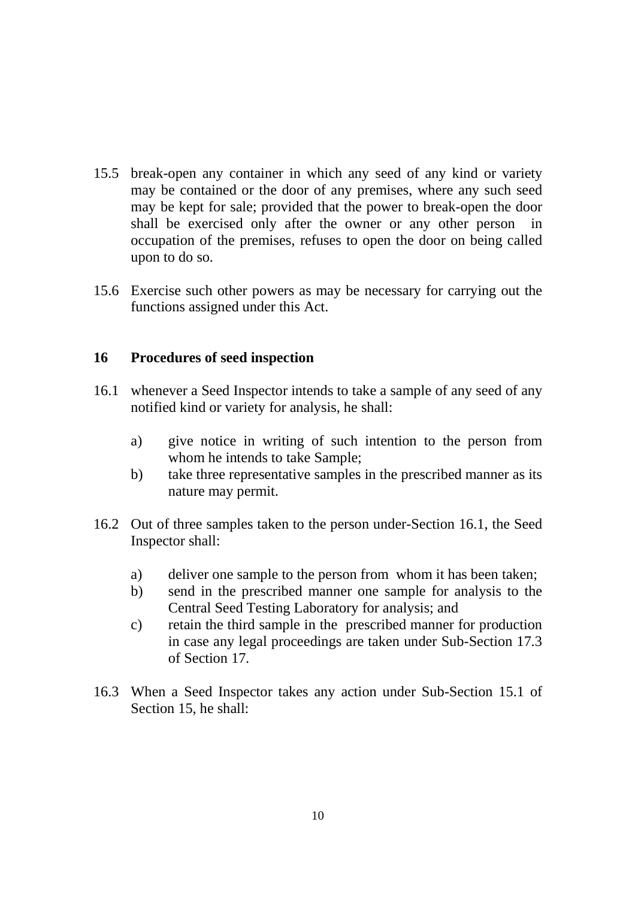15.5 break-open any container in which any seed of any kind or variety may be contained or the door of any premises, where any such seed may be kept for sale; provided that the power to break-open the door shall be exercised only after the owner or any other person in occupation of the premises, refuses to open the door on being called upon to do so.

15.6 Exercise such other powers as may be necessary for carrying out the functions assigned under this Act.

## 16 Procedures of seed inspection

16.1 whenever a Seed Inspector intends to take a sample of any seed of any notified kind or variety for analysis, he shall:

- a) give notice in writing of such intention to the person from whom he intends to take Sample;
- b) take three representative samples in the prescribed manner as its nature may permit.

16.2 Out of three samples taken to the person under-Section 16.1, the Seed Inspector shall:

- a) deliver one sample to the person from whom it has been taken;
- b) send in the prescribed manner one sample for analysis to the Central Seed Testing Laboratory for analysis; and
- c) retain the third sample in the prescribed manner for production in case any legal proceedings are taken under Sub-Section 17.3 of Section 17.

16.3 When a Seed Inspector takes any action under Sub-Section 15.1 of Section 15, he shall: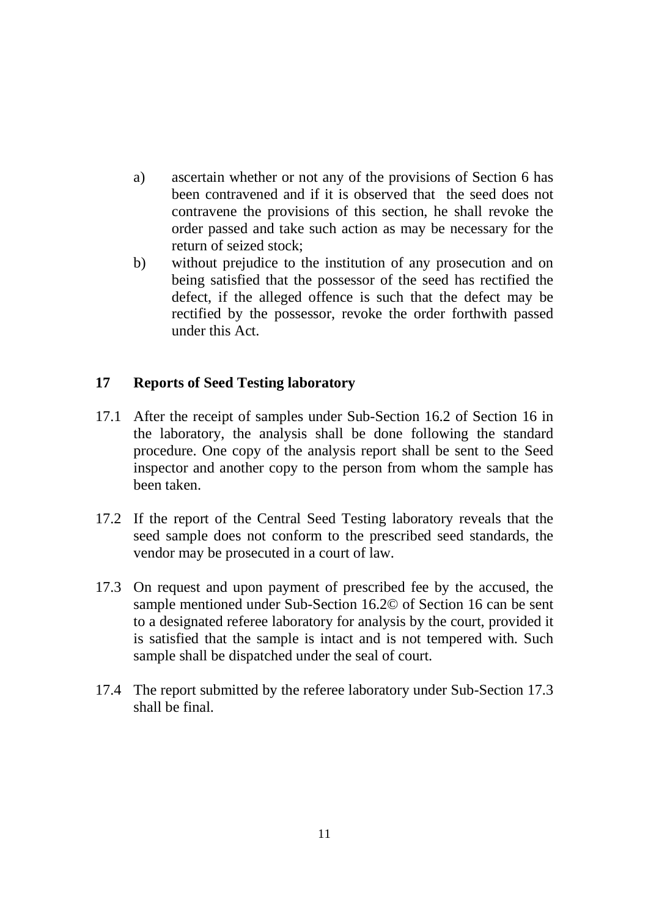a) ascertain whether or not any of the provisions of Section 6 has been contravened and if it is observed that the seed does not contravene the provisions of this section, he shall revoke the order passed and take such action as may be necessary for the return of seized stock;

b) without prejudice to the institution of any prosecution and on being satisfied that the possessor of the seed has rectified the defect, if the alleged offence is such that the defect may be rectified by the possessor, revoke the order forthwith passed under this Act.

## 17 Reports of Seed Testing laboratory

17.1 After the receipt of samples under Sub-Section 16.2 of Section 16 in the laboratory, the analysis shall be done following the standard procedure. One copy of the analysis report shall be sent to the Seed inspector and another copy to the person from whom the sample has been taken.

17.2 If the report of the Central Seed Testing laboratory reveals that the seed sample does not conform to the prescribed seed standards, the vendor may be prosecuted in a court of law.

17.3 On request and upon payment of prescribed fee by the accused, the sample mentioned under Sub-Section 16.2© of Section 16 can be sent to a designated referee laboratory for analysis by the court, provided it is satisfied that the sample is intact and is not tempered with. Such sample shall be dispatched under the seal of court.

17.4 The report submitted by the referee laboratory under Sub-Section 17.3 shall be final.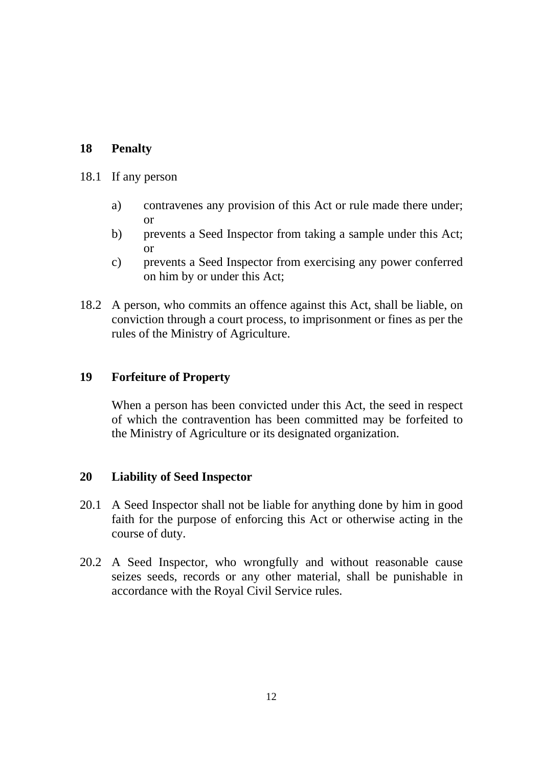## 18 Penalty

18.1 If any person

a) contravenes any provision of this Act or rule made there under; or
b) prevents a Seed Inspector from taking a sample under this Act; or
c) prevents a Seed Inspector from exercising any power conferred on him by or under this Act;

18.2 A person, who commits an offence against this Act, shall be liable, on conviction through a court process, to imprisonment or fines as per the rules of the Ministry of Agriculture.

## 19 Forfeiture of Property

When a person has been convicted under this Act, the seed in respect of which the contravention has been committed may be forfeited to the Ministry of Agriculture or its designated organization.

## 20 Liability of Seed Inspector

20.1 A Seed Inspector shall not be liable for anything done by him in good faith for the purpose of enforcing this Act or otherwise acting in the course of duty.

20.2 A Seed Inspector, who wrongfully and without reasonable cause seizes seeds, records or any other material, shall be punishable in accordance with the Royal Civil Service rules.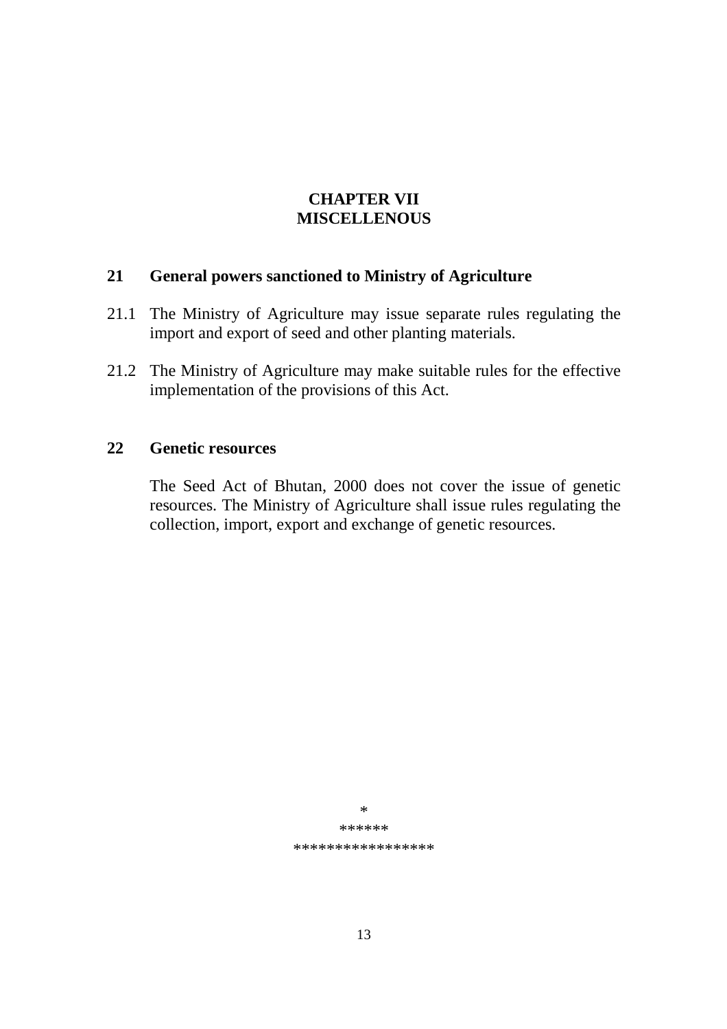# CHAPTER VII
# MISCELLENOUS

## 21 General powers sanctioned to Ministry of Agriculture

21.1 The Ministry of Agriculture may issue separate rules regulating the import and export of seed and other planting materials.

21.2 The Ministry of Agriculture may make suitable rules for the effective implementation of the provisions of this Act.

## 22 Genetic resources

The Seed Act of Bhutan, 2000 does not cover the issue of genetic resources. The Ministry of Agriculture shall issue rules regulating the collection, import, export and exchange of genetic resources.

*

******

****************